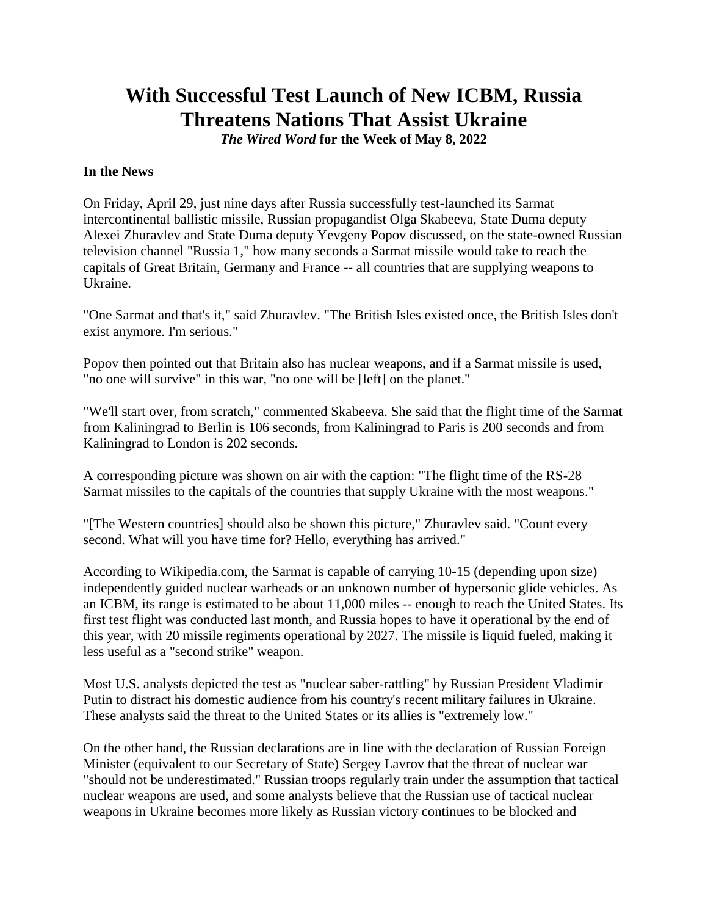# With Successful Test Launch of New ICBM, Russia Threatens Nations That Assist Ukraine

***The Wired Word* for the Week of May 8, 2022**

**In the News**

On Friday, April 29, just nine days after Russia successfully test-launched its Sarmat intercontinental ballistic missile, Russian propagandist Olga Skabeeva, State Duma deputy Alexei Zhuravlev and State Duma deputy Yevgeny Popov discussed, on the state-owned Russian television channel "Russia 1," how many seconds a Sarmat missile would take to reach the capitals of Great Britain, Germany and France -- all countries that are supplying weapons to Ukraine.

"One Sarmat and that's it," said Zhuravlev. "The British Isles existed once, the British Isles don't exist anymore. I'm serious."

Popov then pointed out that Britain also has nuclear weapons, and if a Sarmat missile is used, "no one will survive" in this war, "no one will be [left] on the planet."

"We'll start over, from scratch," commented Skabeeva. She said that the flight time of the Sarmat from Kaliningrad to Berlin is 106 seconds, from Kaliningrad to Paris is 200 seconds and from Kaliningrad to London is 202 seconds.

A corresponding picture was shown on air with the caption: "The flight time of the RS-28 Sarmat missiles to the capitals of the countries that supply Ukraine with the most weapons."

"[The Western countries] should also be shown this picture," Zhuravlev said. "Count every second. What will you have time for? Hello, everything has arrived."

According to Wikipedia.com, the Sarmat is capable of carrying 10-15 (depending upon size) independently guided nuclear warheads or an unknown number of hypersonic glide vehicles. As an ICBM, its range is estimated to be about 11,000 miles -- enough to reach the United States. Its first test flight was conducted last month, and Russia hopes to have it operational by the end of this year, with 20 missile regiments operational by 2027. The missile is liquid fueled, making it less useful as a "second strike" weapon.

Most U.S. analysts depicted the test as "nuclear saber-rattling" by Russian President Vladimir Putin to distract his domestic audience from his country's recent military failures in Ukraine. These analysts said the threat to the United States or its allies is "extremely low."

On the other hand, the Russian declarations are in line with the declaration of Russian Foreign Minister (equivalent to our Secretary of State) Sergey Lavrov that the threat of nuclear war "should not be underestimated." Russian troops regularly train under the assumption that tactical nuclear weapons are used, and some analysts believe that the Russian use of tactical nuclear weapons in Ukraine becomes more likely as Russian victory continues to be blocked and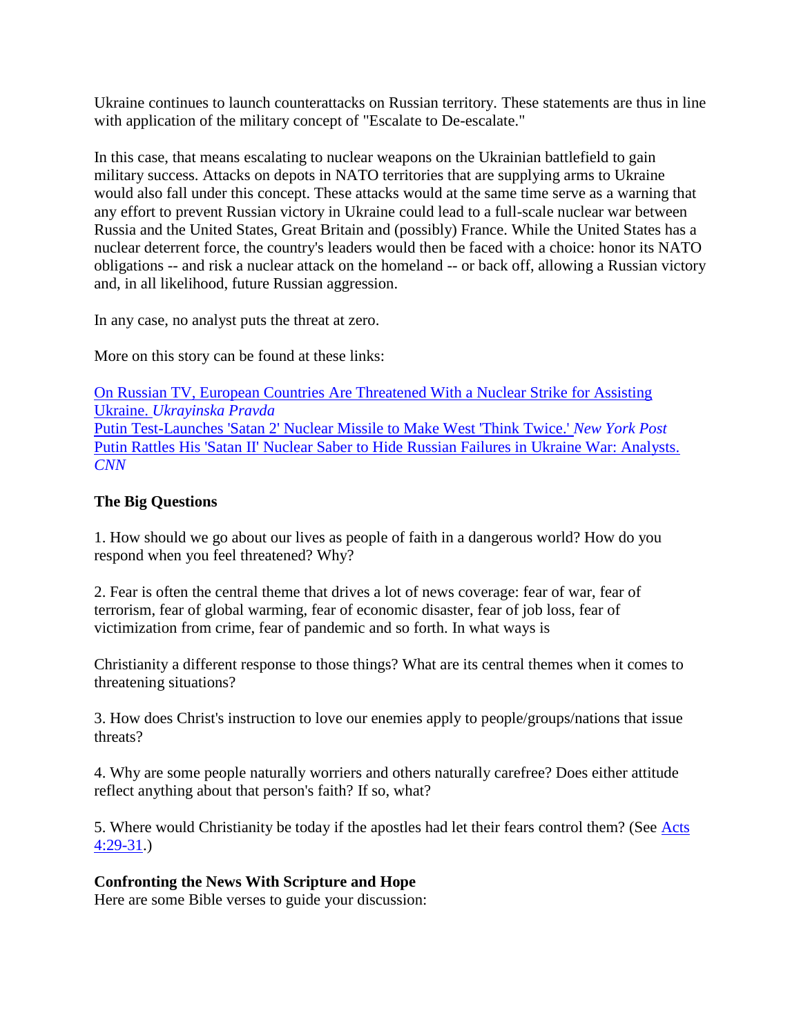Ukraine continues to launch counterattacks on Russian territory. These statements are thus in line with application of the military concept of "Escalate to De-escalate."

In this case, that means escalating to nuclear weapons on the Ukrainian battlefield to gain military success. Attacks on depots in NATO territories that are supplying arms to Ukraine would also fall under this concept. These attacks would at the same time serve as a warning that any effort to prevent Russian victory in Ukraine could lead to a full-scale nuclear war between Russia and the United States, Great Britain and (possibly) France. While the United States has a nuclear deterrent force, the country's leaders would then be faced with a choice: honor its NATO obligations -- and risk a nuclear attack on the homeland -- or back off, allowing a Russian victory and, in all likelihood, future Russian aggression.

In any case, no analyst puts the threat at zero.

More on this story can be found at these links:

On Russian TV, European Countries Are Threatened With a Nuclear Strike for Assisting Ukraine. *Ukrayinska Pravda*
Putin Test-Launches 'Satan 2' Nuclear Missile to Make West 'Think Twice.' *New York Post*
Putin Rattles His 'Satan II' Nuclear Saber to Hide Russian Failures in Ukraine War: Analysts. *CNN*

**The Big Questions**

1. How should we go about our lives as people of faith in a dangerous world? How do you respond when you feel threatened? Why?

2. Fear is often the central theme that drives a lot of news coverage: fear of war, fear of terrorism, fear of global warming, fear of economic disaster, fear of job loss, fear of victimization from crime, fear of pandemic and so forth. In what ways is Christianity a different response to those things? What are its central themes when it comes to threatening situations?

3. How does Christ's instruction to love our enemies apply to people/groups/nations that issue threats?

4. Why are some people naturally worriers and others naturally carefree? Does either attitude reflect anything about that person's faith? If so, what?

5. Where would Christianity be today if the apostles had let their fears control them? (See Acts 4:29-31.)

**Confronting the News With Scripture and Hope**
Here are some Bible verses to guide your discussion: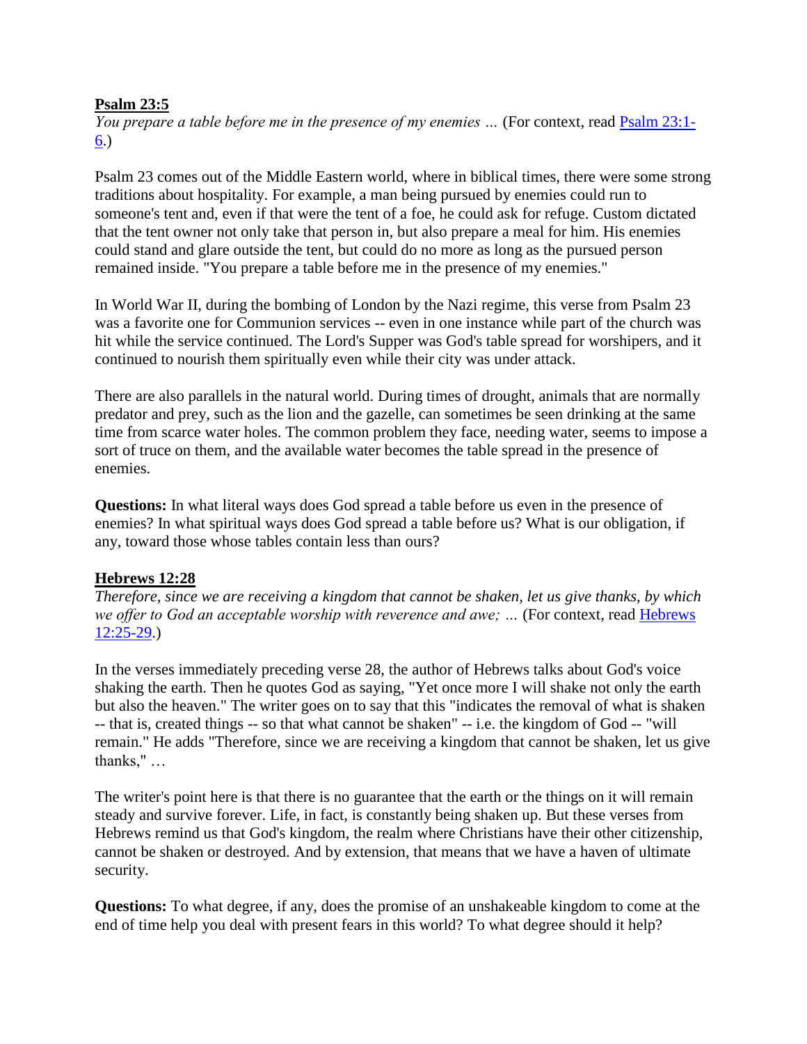**Psalm 23:5**

*You prepare a table before me in the presence of my enemies …* (For context, read [Psalm 23:1-6](#).)

Psalm 23 comes out of the Middle Eastern world, where in biblical times, there were some strong traditions about hospitality. For example, a man being pursued by enemies could run to someone's tent and, even if that were the tent of a foe, he could ask for refuge. Custom dictated that the tent owner not only take that person in, but also prepare a meal for him. His enemies could stand and glare outside the tent, but could do no more as long as the pursued person remained inside. "You prepare a table before me in the presence of my enemies."

In World War II, during the bombing of London by the Nazi regime, this verse from Psalm 23 was a favorite one for Communion services -- even in one instance while part of the church was hit while the service continued. The Lord's Supper was God's table spread for worshipers, and it continued to nourish them spiritually even while their city was under attack.

There are also parallels in the natural world. During times of drought, animals that are normally predator and prey, such as the lion and the gazelle, can sometimes be seen drinking at the same time from scarce water holes. The common problem they face, needing water, seems to impose a sort of truce on them, and the available water becomes the table spread in the presence of enemies.

**Questions:** In what literal ways does God spread a table before us even in the presence of enemies? In what spiritual ways does God spread a table before us? What is our obligation, if any, toward those whose tables contain less than ours?

**Hebrews 12:28**

*Therefore, since we are receiving a kingdom that cannot be shaken, let us give thanks, by which we offer to God an acceptable worship with reverence and awe; …* (For context, read [Hebrews 12:25-29](#).)

In the verses immediately preceding verse 28, the author of Hebrews talks about God's voice shaking the earth. Then he quotes God as saying, "Yet once more I will shake not only the earth but also the heaven." The writer goes on to say that this "indicates the removal of what is shaken -- that is, created things -- so that what cannot be shaken" -- i.e. the kingdom of God -- "will remain." He adds "Therefore, since we are receiving a kingdom that cannot be shaken, let us give thanks," …

The writer's point here is that there is no guarantee that the earth or the things on it will remain steady and survive forever. Life, in fact, is constantly being shaken up. But these verses from Hebrews remind us that God's kingdom, the realm where Christians have their other citizenship, cannot be shaken or destroyed. And by extension, that means that we have a haven of ultimate security.

**Questions:** To what degree, if any, does the promise of an unshakeable kingdom to come at the end of time help you deal with present fears in this world? To what degree should it help?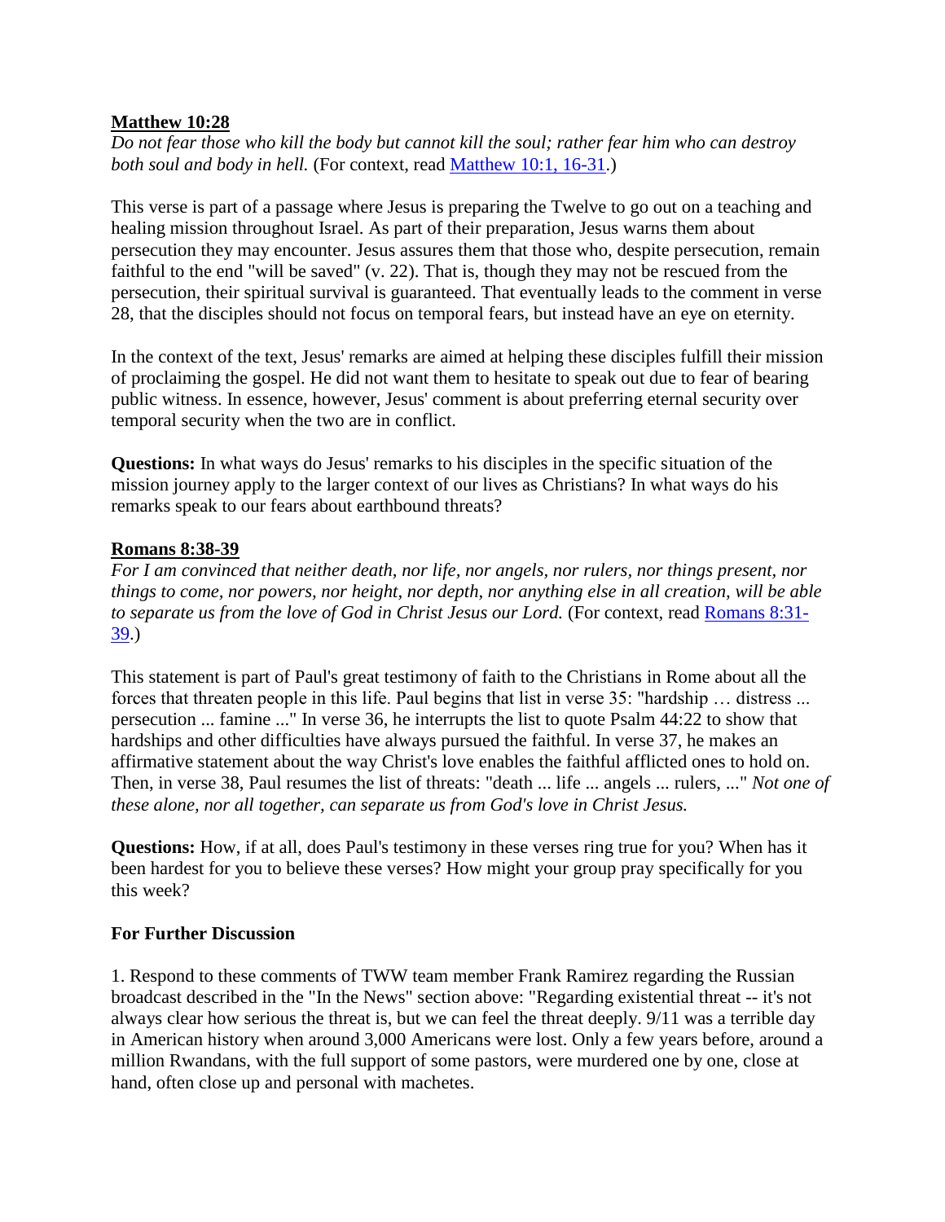**Matthew 10:28**

*Do not fear those who kill the body but cannot kill the soul; rather fear him who can destroy both soul and body in hell.* (For context, read [Matthew 10:1, 16-31](#).)

This verse is part of a passage where Jesus is preparing the Twelve to go out on a teaching and healing mission throughout Israel. As part of their preparation, Jesus warns them about persecution they may encounter. Jesus assures them that those who, despite persecution, remain faithful to the end "will be saved" (v. 22). That is, though they may not be rescued from the persecution, their spiritual survival is guaranteed. That eventually leads to the comment in verse 28, that the disciples should not focus on temporal fears, but instead have an eye on eternity.

In the context of the text, Jesus' remarks are aimed at helping these disciples fulfill their mission of proclaiming the gospel. He did not want them to hesitate to speak out due to fear of bearing public witness. In essence, however, Jesus' comment is about preferring eternal security over temporal security when the two are in conflict.

**Questions:** In what ways do Jesus' remarks to his disciples in the specific situation of the mission journey apply to the larger context of our lives as Christians? In what ways do his remarks speak to our fears about earthbound threats?

**Romans 8:38-39**

*For I am convinced that neither death, nor life, nor angels, nor rulers, nor things present, nor things to come, nor powers, nor height, nor depth, nor anything else in all creation, will be able to separate us from the love of God in Christ Jesus our Lord.* (For context, read [Romans 8:31-39](#).)

This statement is part of Paul's great testimony of faith to the Christians in Rome about all the forces that threaten people in this life. Paul begins that list in verse 35: "hardship … distress ... persecution ... famine ..." In verse 36, he interrupts the list to quote Psalm 44:22 to show that hardships and other difficulties have always pursued the faithful. In verse 37, he makes an affirmative statement about the way Christ's love enables the faithful afflicted ones to hold on. Then, in verse 38, Paul resumes the list of threats: "death ... life ... angels ... rulers, ..." *Not one of these alone, nor all together, can separate us from God's love in Christ Jesus.*

**Questions:** How, if at all, does Paul's testimony in these verses ring true for you? When has it been hardest for you to believe these verses? How might your group pray specifically for you this week?

**For Further Discussion**

1. Respond to these comments of TWW team member Frank Ramirez regarding the Russian broadcast described in the "In the News" section above: "Regarding existential threat -- it's not always clear how serious the threat is, but we can feel the threat deeply. 9/11 was a terrible day in American history when around 3,000 Americans were lost. Only a few years before, around a million Rwandans, with the full support of some pastors, were murdered one by one, close at hand, often close up and personal with machetes.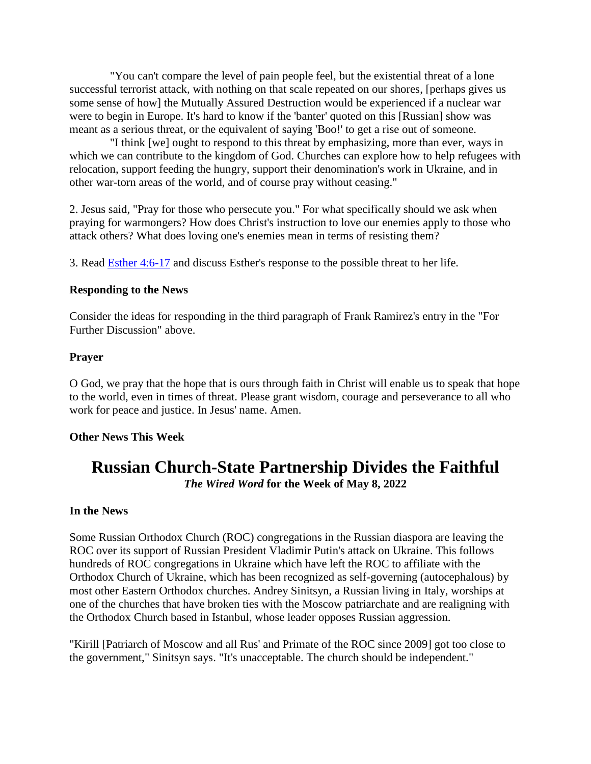"You can't compare the level of pain people feel, but the existential threat of a lone successful terrorist attack, with nothing on that scale repeated on our shores, [perhaps gives us some sense of how] the Mutually Assured Destruction would be experienced if a nuclear war were to begin in Europe. It's hard to know if the 'banter' quoted on this [Russian] show was meant as a serious threat, or the equivalent of saying 'Boo!' to get a rise out of someone.

"I think [we] ought to respond to this threat by emphasizing, more than ever, ways in which we can contribute to the kingdom of God. Churches can explore how to help refugees with relocation, support feeding the hungry, support their denomination's work in Ukraine, and in other war-torn areas of the world, and of course pray without ceasing."

2. Jesus said, "Pray for those who persecute you." For what specifically should we ask when praying for warmongers? How does Christ's instruction to love our enemies apply to those who attack others? What does loving one's enemies mean in terms of resisting them?

3. Read Esther 4:6-17 and discuss Esther's response to the possible threat to her life.

**Responding to the News**

Consider the ideas for responding in the third paragraph of Frank Ramirez's entry in the "For Further Discussion" above.

**Prayer**

O God, we pray that the hope that is ours through faith in Christ will enable us to speak that hope to the world, even in times of threat. Please grant wisdom, courage and perseverance to all who work for peace and justice. In Jesus' name. Amen.

**Other News This Week**

# Russian Church-State Partnership Divides the Faithful

***The Wired Word* for the Week of May 8, 2022**

**In the News**

Some Russian Orthodox Church (ROC) congregations in the Russian diaspora are leaving the ROC over its support of Russian President Vladimir Putin's attack on Ukraine. This follows hundreds of ROC congregations in Ukraine which have left the ROC to affiliate with the Orthodox Church of Ukraine, which has been recognized as self-governing (autocephalous) by most other Eastern Orthodox churches. Andrey Sinitsyn, a Russian living in Italy, worships at one of the churches that have broken ties with the Moscow patriarchate and are realigning with the Orthodox Church based in Istanbul, whose leader opposes Russian aggression.

"Kirill [Patriarch of Moscow and all Rus' and Primate of the ROC since 2009] got too close to the government," Sinitsyn says. "It's unacceptable. The church should be independent."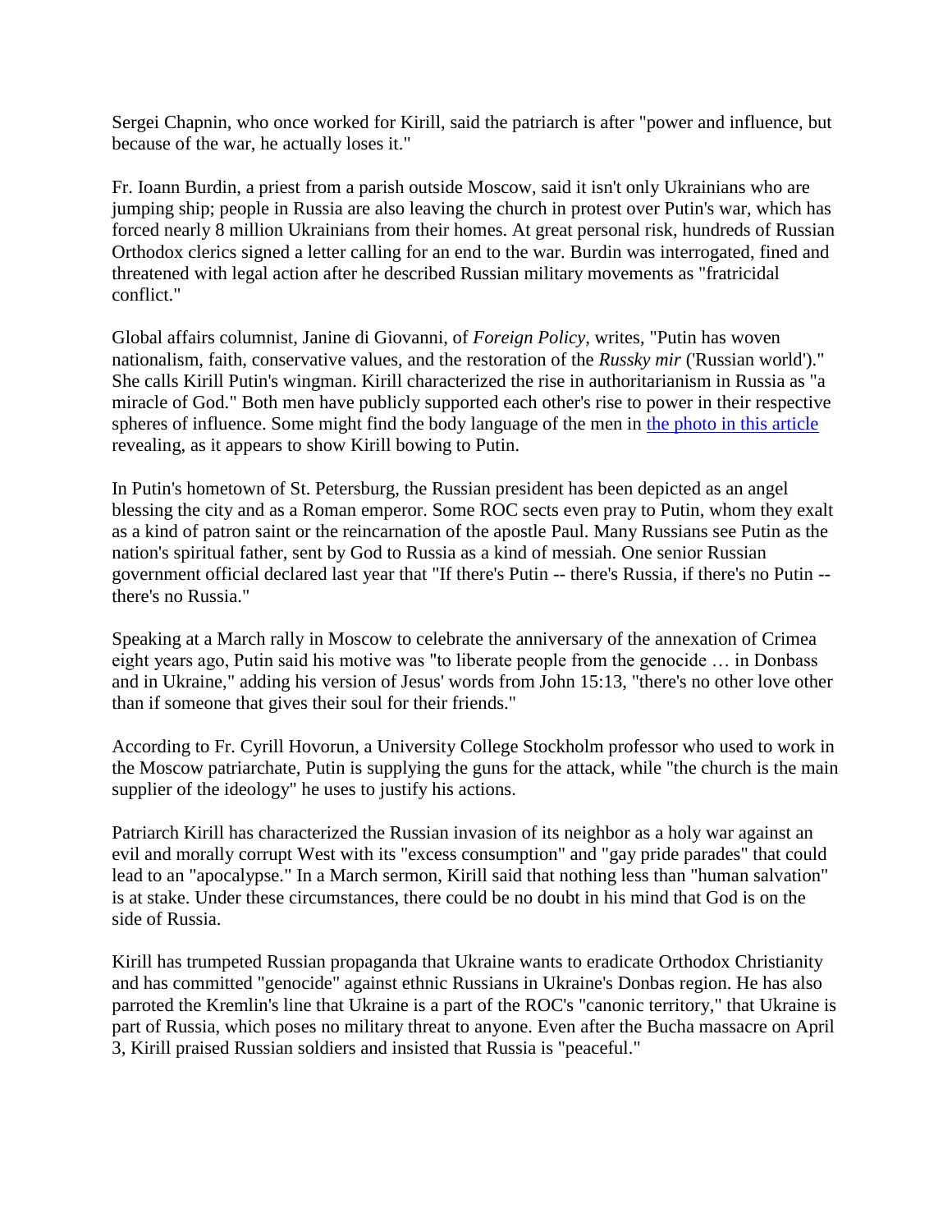Sergei Chapnin, who once worked for Kirill, said the patriarch is after "power and influence, but because of the war, he actually loses it."

Fr. Ioann Burdin, a priest from a parish outside Moscow, said it isn't only Ukrainians who are jumping ship; people in Russia are also leaving the church in protest over Putin's war, which has forced nearly 8 million Ukrainians from their homes. At great personal risk, hundreds of Russian Orthodox clerics signed a letter calling for an end to the war. Burdin was interrogated, fined and threatened with legal action after he described Russian military movements as "fratricidal conflict."

Global affairs columnist, Janine di Giovanni, of *Foreign Policy*, writes, "Putin has woven nationalism, faith, conservative values, and the restoration of the *Russky mir* ('Russian world')." She calls Kirill Putin's wingman. Kirill characterized the rise in authoritarianism in Russia as "a miracle of God." Both men have publicly supported each other's rise to power in their respective spheres of influence. Some might find the body language of the men in [the photo in this article]() revealing, as it appears to show Kirill bowing to Putin.

In Putin's hometown of St. Petersburg, the Russian president has been depicted as an angel blessing the city and as a Roman emperor. Some ROC sects even pray to Putin, whom they exalt as a kind of patron saint or the reincarnation of the apostle Paul. Many Russians see Putin as the nation's spiritual father, sent by God to Russia as a kind of messiah. One senior Russian government official declared last year that "If there's Putin -- there's Russia, if there's no Putin -- there's no Russia."

Speaking at a March rally in Moscow to celebrate the anniversary of the annexation of Crimea eight years ago, Putin said his motive was "to liberate people from the genocide … in Donbass and in Ukraine," adding his version of Jesus' words from John 15:13, "there's no other love other than if someone that gives their soul for their friends."

According to Fr. Cyrill Hovorun, a University College Stockholm professor who used to work in the Moscow patriarchate, Putin is supplying the guns for the attack, while "the church is the main supplier of the ideology" he uses to justify his actions.

Patriarch Kirill has characterized the Russian invasion of its neighbor as a holy war against an evil and morally corrupt West with its "excess consumption" and "gay pride parades" that could lead to an "apocalypse." In a March sermon, Kirill said that nothing less than "human salvation" is at stake. Under these circumstances, there could be no doubt in his mind that God is on the side of Russia.

Kirill has trumpeted Russian propaganda that Ukraine wants to eradicate Orthodox Christianity and has committed "genocide" against ethnic Russians in Ukraine's Donbas region. He has also parroted the Kremlin's line that Ukraine is a part of the ROC's "canonic territory," that Ukraine is part of Russia, which poses no military threat to anyone. Even after the Bucha massacre on April 3, Kirill praised Russian soldiers and insisted that Russia is "peaceful."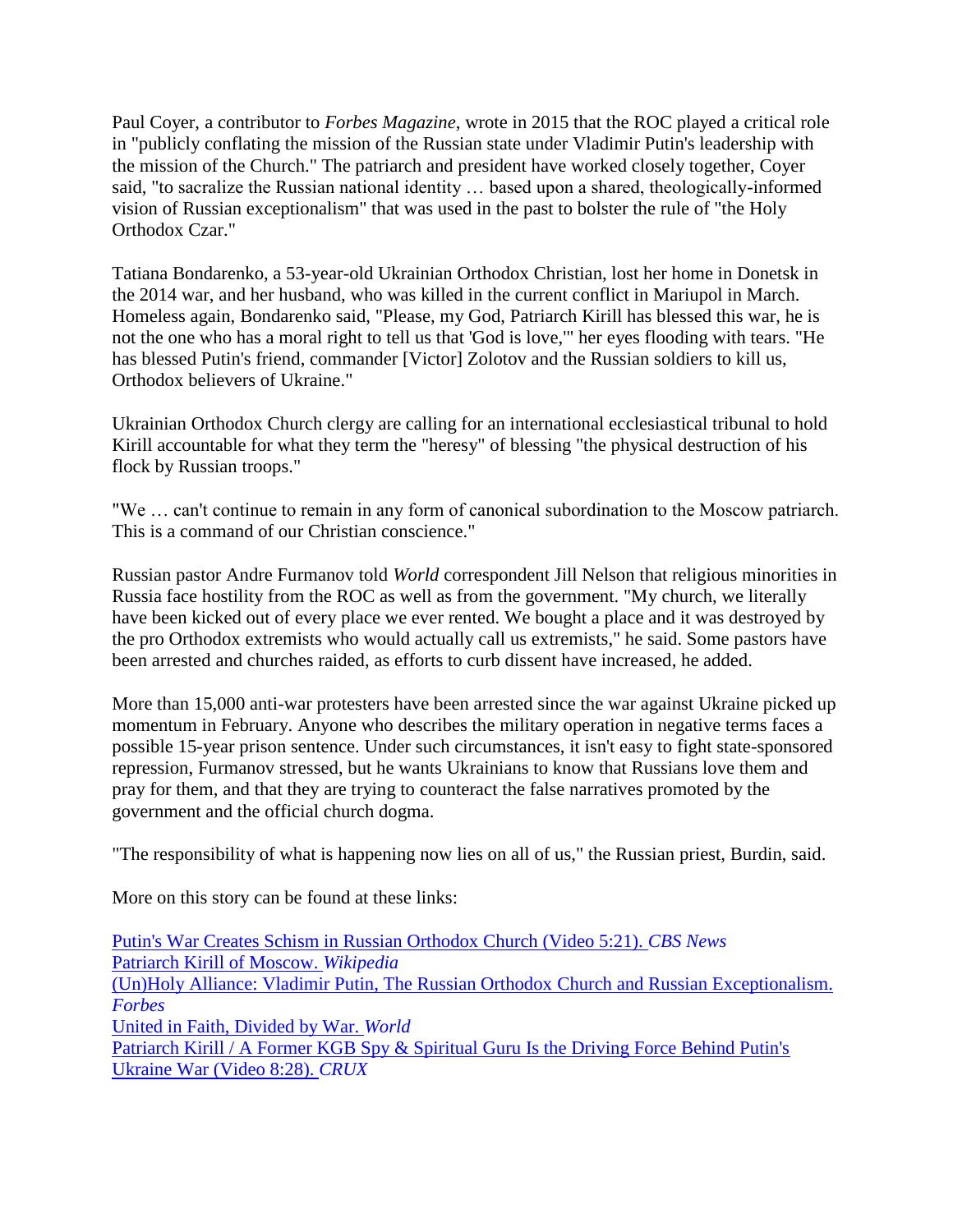Paul Coyer, a contributor to *Forbes Magazine*, wrote in 2015 that the ROC played a critical role in "publicly conflating the mission of the Russian state under Vladimir Putin's leadership with the mission of the Church." The patriarch and president have worked closely together, Coyer said, "to sacralize the Russian national identity … based upon a shared, theologically-informed vision of Russian exceptionalism" that was used in the past to bolster the rule of "the Holy Orthodox Czar."

Tatiana Bondarenko, a 53-year-old Ukrainian Orthodox Christian, lost her home in Donetsk in the 2014 war, and her husband, who was killed in the current conflict in Mariupol in March. Homeless again, Bondarenko said, "Please, my God, Patriarch Kirill has blessed this war, he is not the one who has a moral right to tell us that 'God is love,'" her eyes flooding with tears. "He has blessed Putin's friend, commander [Victor] Zolotov and the Russian soldiers to kill us, Orthodox believers of Ukraine."

Ukrainian Orthodox Church clergy are calling for an international ecclesiastical tribunal to hold Kirill accountable for what they term the "heresy" of blessing "the physical destruction of his flock by Russian troops."

"We … can't continue to remain in any form of canonical subordination to the Moscow patriarch. This is a command of our Christian conscience."

Russian pastor Andre Furmanov told *World* correspondent Jill Nelson that religious minorities in Russia face hostility from the ROC as well as from the government. "My church, we literally have been kicked out of every place we ever rented. We bought a place and it was destroyed by the pro Orthodox extremists who would actually call us extremists," he said. Some pastors have been arrested and churches raided, as efforts to curb dissent have increased, he added.

More than 15,000 anti-war protesters have been arrested since the war against Ukraine picked up momentum in February. Anyone who describes the military operation in negative terms faces a possible 15-year prison sentence. Under such circumstances, it isn't easy to fight state-sponsored repression, Furmanov stressed, but he wants Ukrainians to know that Russians love them and pray for them, and that they are trying to counteract the false narratives promoted by the government and the official church dogma.

"The responsibility of what is happening now lies on all of us," the Russian priest, Burdin, said.

More on this story can be found at these links:

Putin's War Creates Schism in Russian Orthodox Church (Video 5:21). *CBS News*
Patriarch Kirill of Moscow. *Wikipedia*
(Un)Holy Alliance: Vladimir Putin, The Russian Orthodox Church and Russian Exceptionalism. *Forbes*
United in Faith, Divided by War. *World*
Patriarch Kirill / A Former KGB Spy & Spiritual Guru Is the Driving Force Behind Putin's Ukraine War (Video 8:28). *CRUX*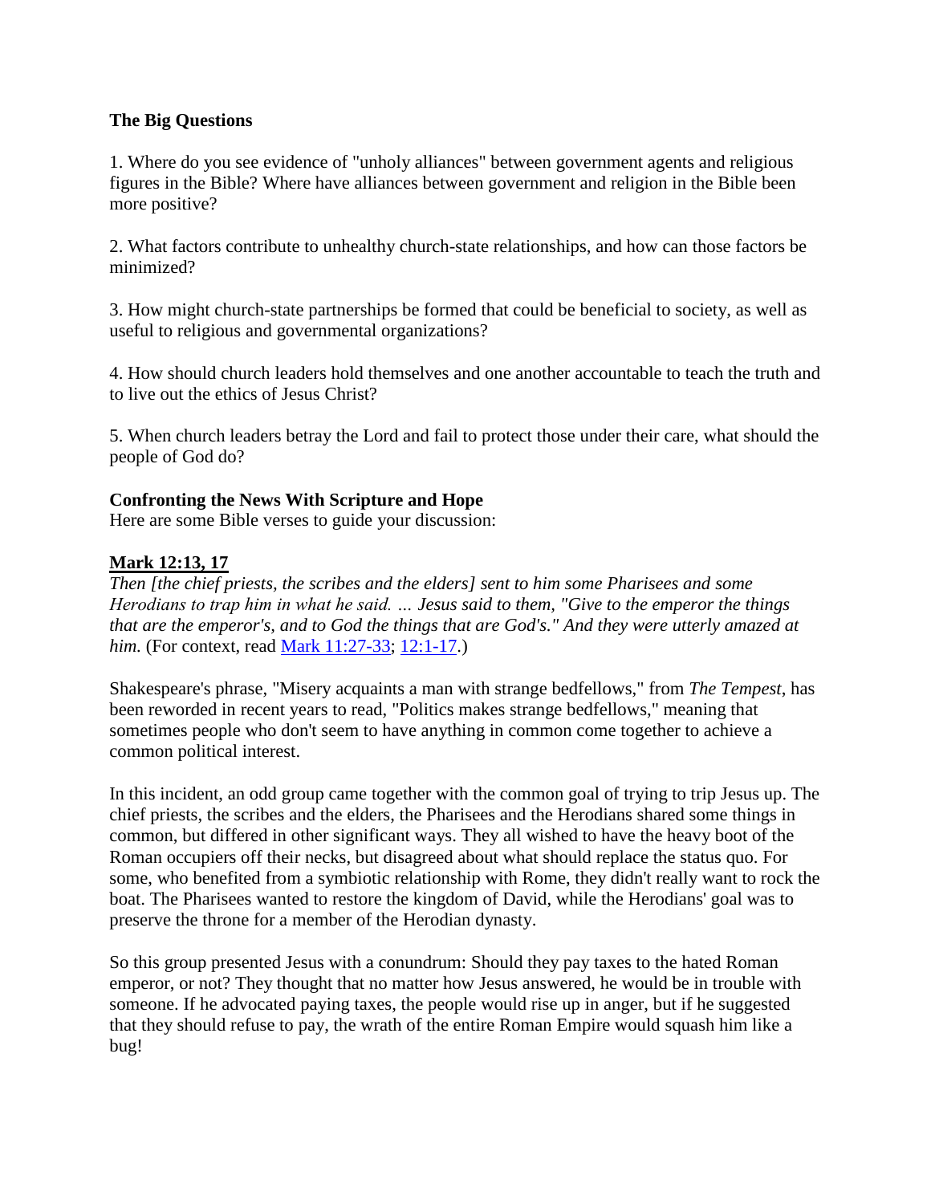**The Big Questions**

1. Where do you see evidence of "unholy alliances" between government agents and religious figures in the Bible? Where have alliances between government and religion in the Bible been more positive?

2. What factors contribute to unhealthy church-state relationships, and how can those factors be minimized?

3. How might church-state partnerships be formed that could be beneficial to society, as well as useful to religious and governmental organizations?

4. How should church leaders hold themselves and one another accountable to teach the truth and to live out the ethics of Jesus Christ?

5. When church leaders betray the Lord and fail to protect those under their care, what should the people of God do?

**Confronting the News With Scripture and Hope**

Here are some Bible verses to guide your discussion:

**Mark 12:13, 17**

*Then [the chief priests, the scribes and the elders] sent to him some Pharisees and some Herodians to trap him in what he said. … Jesus said to them, "Give to the emperor the things that are the emperor's, and to God the things that are God's." And they were utterly amazed at him.* (For context, read Mark 11:27-33; 12:1-17.)

Shakespeare's phrase, "Misery acquaints a man with strange bedfellows," from *The Tempest*, has been reworded in recent years to read, "Politics makes strange bedfellows," meaning that sometimes people who don't seem to have anything in common come together to achieve a common political interest.

In this incident, an odd group came together with the common goal of trying to trip Jesus up. The chief priests, the scribes and the elders, the Pharisees and the Herodians shared some things in common, but differed in other significant ways. They all wished to have the heavy boot of the Roman occupiers off their necks, but disagreed about what should replace the status quo. For some, who benefited from a symbiotic relationship with Rome, they didn't really want to rock the boat. The Pharisees wanted to restore the kingdom of David, while the Herodians' goal was to preserve the throne for a member of the Herodian dynasty.

So this group presented Jesus with a conundrum: Should they pay taxes to the hated Roman emperor, or not? They thought that no matter how Jesus answered, he would be in trouble with someone. If he advocated paying taxes, the people would rise up in anger, but if he suggested that they should refuse to pay, the wrath of the entire Roman Empire would squash him like a bug!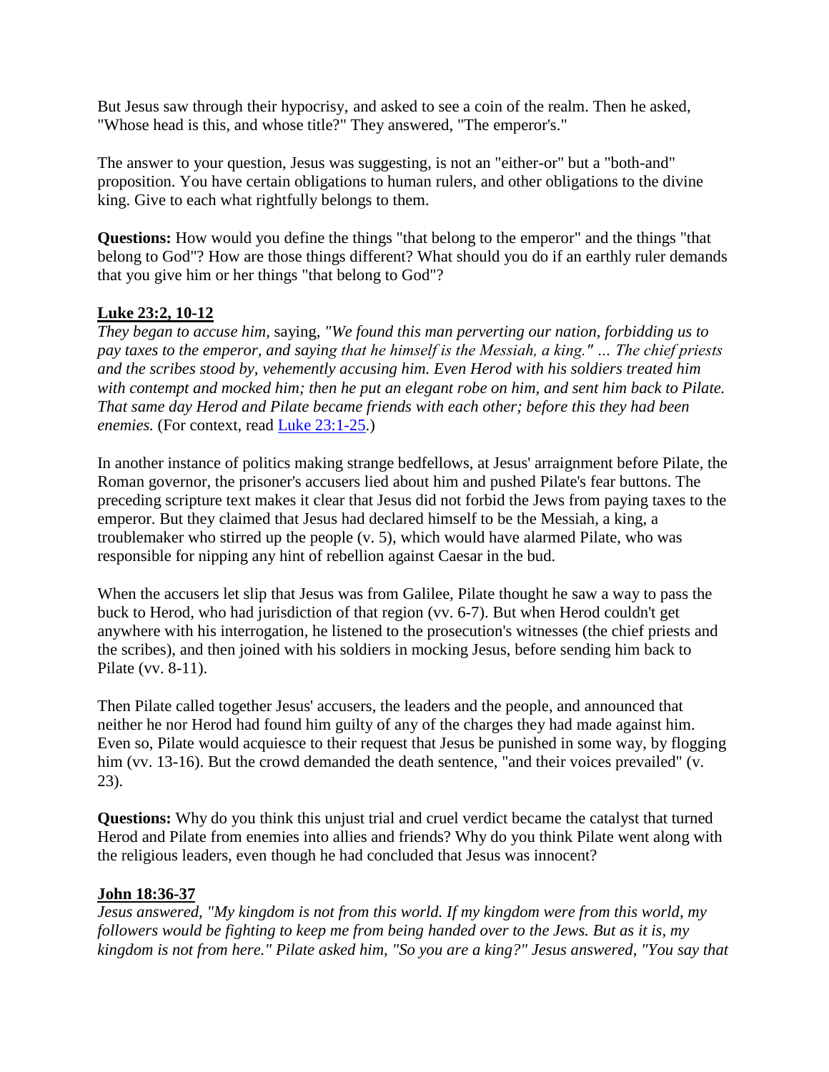But Jesus saw through their hypocrisy, and asked to see a coin of the realm. Then he asked, "Whose head is this, and whose title?" They answered, "The emperor's."

The answer to your question, Jesus was suggesting, is not an "either-or" but a "both-and" proposition. You have certain obligations to human rulers, and other obligations to the divine king. Give to each what rightfully belongs to them.

**Questions:** How would you define the things "that belong to the emperor" and the things "that belong to God"? How are those things different? What should you do if an earthly ruler demands that you give him or her things "that belong to God"?

**Luke 23:2, 10-12**

*They began to accuse him,* saying, *"We found this man perverting our nation, forbidding us to pay taxes to the emperor, and saying that he himself is the Messiah, a king." ... The chief priests and the scribes stood by, vehemently accusing him. Even Herod with his soldiers treated him with contempt and mocked him; then he put an elegant robe on him, and sent him back to Pilate. That same day Herod and Pilate became friends with each other; before this they had been enemies.* (For context, read Luke 23:1-25.)

In another instance of politics making strange bedfellows, at Jesus' arraignment before Pilate, the Roman governor, the prisoner's accusers lied about him and pushed Pilate's fear buttons. The preceding scripture text makes it clear that Jesus did not forbid the Jews from paying taxes to the emperor. But they claimed that Jesus had declared himself to be the Messiah, a king, a troublemaker who stirred up the people (v. 5), which would have alarmed Pilate, who was responsible for nipping any hint of rebellion against Caesar in the bud.

When the accusers let slip that Jesus was from Galilee, Pilate thought he saw a way to pass the buck to Herod, who had jurisdiction of that region (vv. 6-7). But when Herod couldn't get anywhere with his interrogation, he listened to the prosecution's witnesses (the chief priests and the scribes), and then joined with his soldiers in mocking Jesus, before sending him back to Pilate (vv. 8-11).

Then Pilate called together Jesus' accusers, the leaders and the people, and announced that neither he nor Herod had found him guilty of any of the charges they had made against him. Even so, Pilate would acquiesce to their request that Jesus be punished in some way, by flogging him (vv. 13-16). But the crowd demanded the death sentence, "and their voices prevailed" (v. 23).

**Questions:** Why do you think this unjust trial and cruel verdict became the catalyst that turned Herod and Pilate from enemies into allies and friends? Why do you think Pilate went along with the religious leaders, even though he had concluded that Jesus was innocent?

**John 18:36-37**

*Jesus answered, "My kingdom is not from this world. If my kingdom were from this world, my followers would be fighting to keep me from being handed over to the Jews. But as it is, my kingdom is not from here." Pilate asked him, "So you are a king?" Jesus answered, "You say that*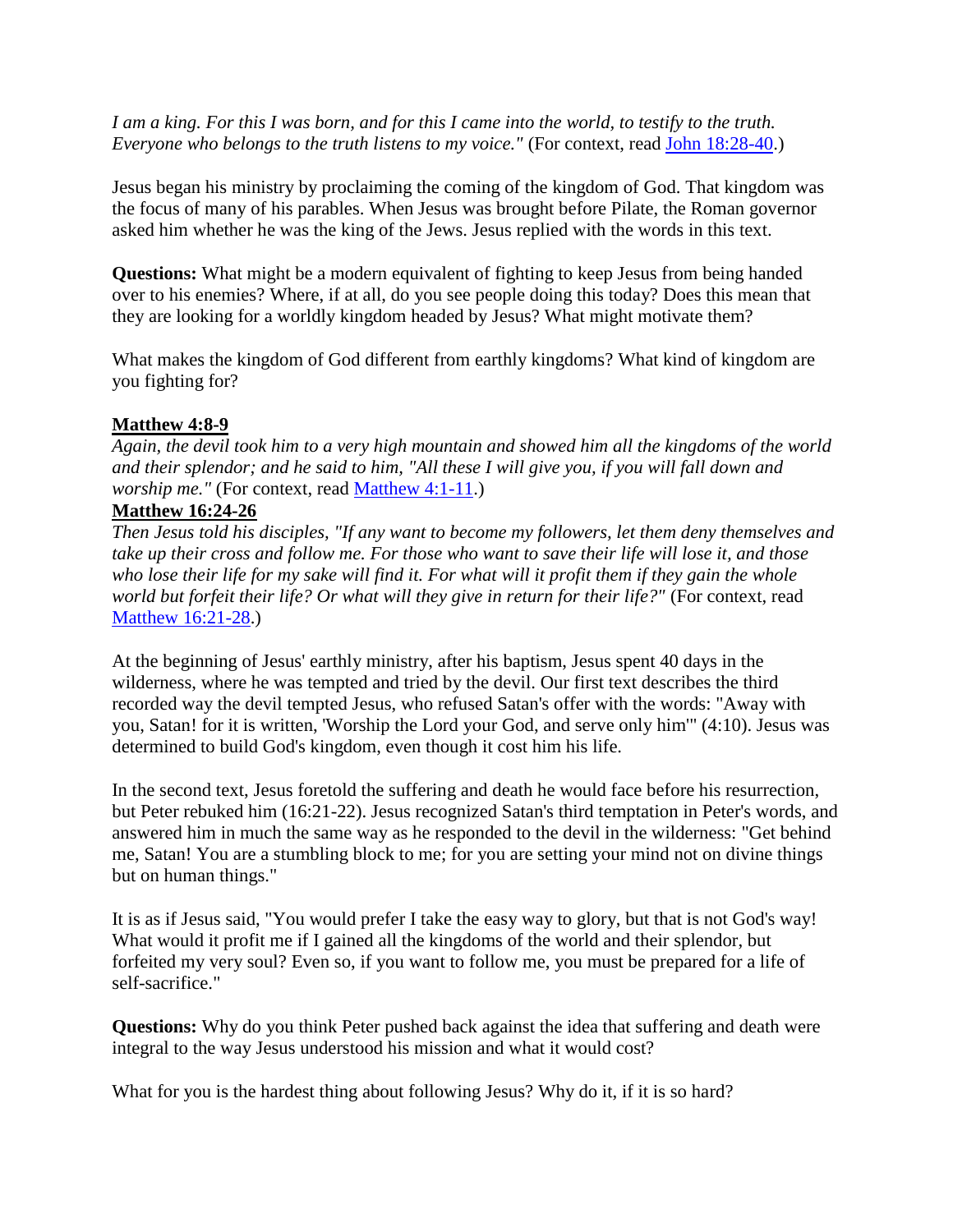*I am a king. For this I was born, and for this I came into the world, to testify to the truth. Everyone who belongs to the truth listens to my voice."* (For context, read John 18:28-40.)

Jesus began his ministry by proclaiming the coming of the kingdom of God. That kingdom was the focus of many of his parables. When Jesus was brought before Pilate, the Roman governor asked him whether he was the king of the Jews. Jesus replied with the words in this text.

**Questions:** What might be a modern equivalent of fighting to keep Jesus from being handed over to his enemies? Where, if at all, do you see people doing this today? Does this mean that they are looking for a worldly kingdom headed by Jesus? What might motivate them?

What makes the kingdom of God different from earthly kingdoms? What kind of kingdom are you fighting for?

**Matthew 4:8-9**
*Again, the devil took him to a very high mountain and showed him all the kingdoms of the world and their splendor; and he said to him, "All these I will give you, if you will fall down and worship me."* (For context, read Matthew 4:1-11.)

**Matthew 16:24-26**
*Then Jesus told his disciples, "If any want to become my followers, let them deny themselves and take up their cross and follow me. For those who want to save their life will lose it, and those who lose their life for my sake will find it. For what will it profit them if they gain the whole world but forfeit their life? Or what will they give in return for their life?"* (For context, read Matthew 16:21-28.)

At the beginning of Jesus' earthly ministry, after his baptism, Jesus spent 40 days in the wilderness, where he was tempted and tried by the devil. Our first text describes the third recorded way the devil tempted Jesus, who refused Satan's offer with the words: "Away with you, Satan! for it is written, 'Worship the Lord your God, and serve only him'" (4:10). Jesus was determined to build God's kingdom, even though it cost him his life.

In the second text, Jesus foretold the suffering and death he would face before his resurrection, but Peter rebuked him (16:21-22). Jesus recognized Satan's third temptation in Peter's words, and answered him in much the same way as he responded to the devil in the wilderness: "Get behind me, Satan! You are a stumbling block to me; for you are setting your mind not on divine things but on human things."

It is as if Jesus said, "You would prefer I take the easy way to glory, but that is not God's way! What would it profit me if I gained all the kingdoms of the world and their splendor, but forfeited my very soul? Even so, if you want to follow me, you must be prepared for a life of self-sacrifice."

**Questions:** Why do you think Peter pushed back against the idea that suffering and death were integral to the way Jesus understood his mission and what it would cost?

What for you is the hardest thing about following Jesus? Why do it, if it is so hard?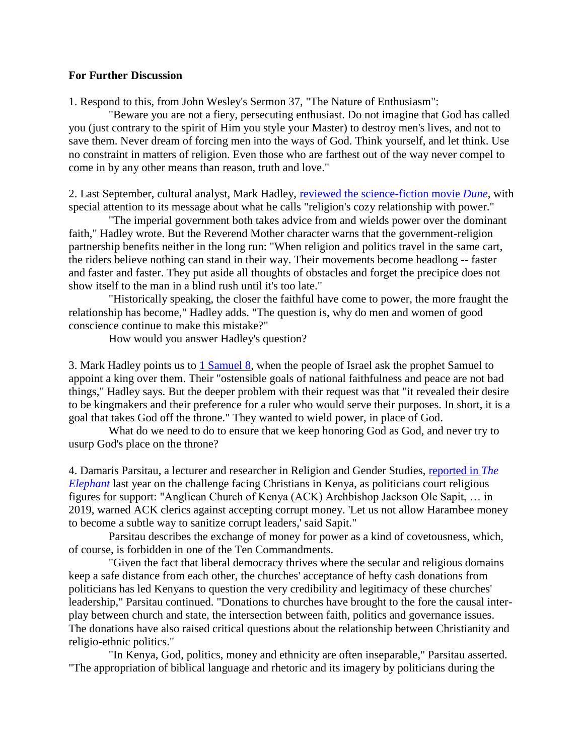**For Further Discussion**

1. Respond to this, from John Wesley's Sermon 37, "The Nature of Enthusiasm":

"Beware you are not a fiery, persecuting enthusiast. Do not imagine that God has called you (just contrary to the spirit of Him you style your Master) to destroy men's lives, and not to save them. Never dream of forcing men into the ways of God. Think yourself, and let think. Use no constraint in matters of religion. Even those who are farthest out of the way never compel to come in by any other means than reason, truth and love."

2. Last September, cultural analyst, Mark Hadley, reviewed the science-fiction movie *Dune*, with special attention to its message about what he calls "religion's cozy relationship with power."

"The imperial government both takes advice from and wields power over the dominant faith," Hadley wrote. But the Reverend Mother character warns that the government-religion partnership benefits neither in the long run: "When religion and politics travel in the same cart, the riders believe nothing can stand in their way. Their movements become headlong -- faster and faster and faster. They put aside all thoughts of obstacles and forget the precipice does not show itself to the man in a blind rush until it's too late."

"Historically speaking, the closer the faithful have come to power, the more fraught the relationship has become," Hadley adds. "The question is, why do men and women of good conscience continue to make this mistake?"

How would you answer Hadley's question?

3. Mark Hadley points us to 1 Samuel 8, when the people of Israel ask the prophet Samuel to appoint a king over them. Their "ostensible goals of national faithfulness and peace are not bad things," Hadley says. But the deeper problem with their request was that "it revealed their desire to be kingmakers and their preference for a ruler who would serve their purposes. In short, it is a goal that takes God off the throne." They wanted to wield power, in place of God.

What do we need to do to ensure that we keep honoring God as God, and never try to usurp God's place on the throne?

4. Damaris Parsitau, a lecturer and researcher in Religion and Gender Studies, reported in *The Elephant* last year on the challenge facing Christians in Kenya, as politicians court religious figures for support: "Anglican Church of Kenya (ACK) Archbishop Jackson Ole Sapit, … in 2019, warned ACK clerics against accepting corrupt money. 'Let us not allow Harambee money to become a subtle way to sanitize corrupt leaders,' said Sapit."

Parsitau describes the exchange of money for power as a kind of covetousness, which, of course, is forbidden in one of the Ten Commandments.

"Given the fact that liberal democracy thrives where the secular and religious domains keep a safe distance from each other, the churches' acceptance of hefty cash donations from politicians has led Kenyans to question the very credibility and legitimacy of these churches' leadership," Parsitau continued. "Donations to churches have brought to the fore the causal inter-play between church and state, the intersection between faith, politics and governance issues. The donations have also raised critical questions about the relationship between Christianity and religio-ethnic politics."

"In Kenya, God, politics, money and ethnicity are often inseparable," Parsitau asserted. "The appropriation of biblical language and rhetoric and its imagery by politicians during the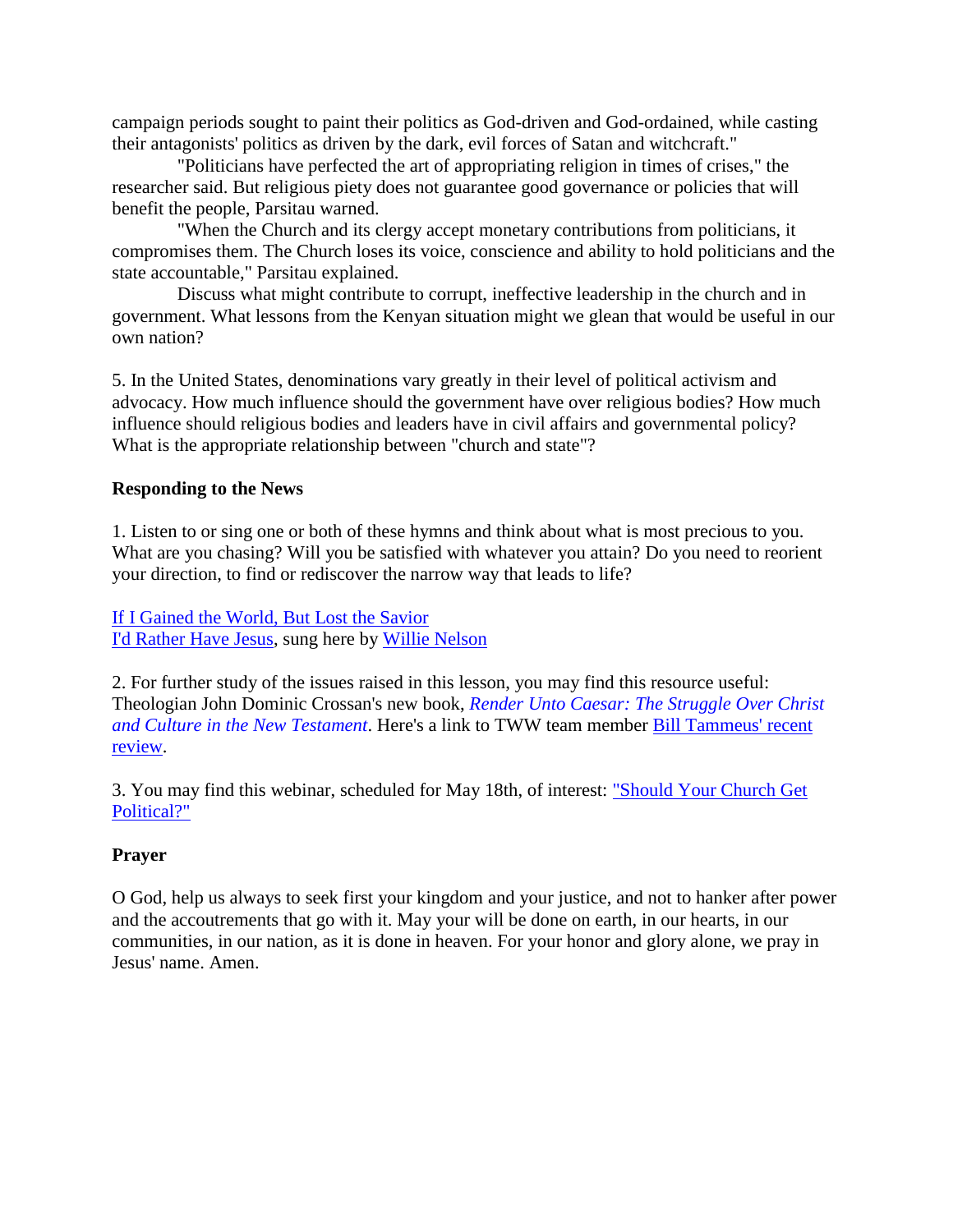campaign periods sought to paint their politics as God-driven and God-ordained, while casting their antagonists' politics as driven by the dark, evil forces of Satan and witchcraft."

"Politicians have perfected the art of appropriating religion in times of crises," the researcher said. But religious piety does not guarantee good governance or policies that will benefit the people, Parsitau warned.

"When the Church and its clergy accept monetary contributions from politicians, it compromises them. The Church loses its voice, conscience and ability to hold politicians and the state accountable," Parsitau explained.

Discuss what might contribute to corrupt, ineffective leadership in the church and in government. What lessons from the Kenyan situation might we glean that would be useful in our own nation?

5. In the United States, denominations vary greatly in their level of political activism and advocacy. How much influence should the government have over religious bodies? How much influence should religious bodies and leaders have in civil affairs and governmental policy? What is the appropriate relationship between "church and state"?

**Responding to the News**

1. Listen to or sing one or both of these hymns and think about what is most precious to you. What are you chasing? Will you be satisfied with whatever you attain? Do you need to reorient your direction, to find or rediscover the narrow way that leads to life?

If I Gained the World, But Lost the Savior
I'd Rather Have Jesus, sung here by Willie Nelson

2. For further study of the issues raised in this lesson, you may find this resource useful: Theologian John Dominic Crossan's new book, *Render Unto Caesar: The Struggle Over Christ and Culture in the New Testament*. Here's a link to TWW team member Bill Tammeus' recent review.

3. You may find this webinar, scheduled for May 18th, of interest: "Should Your Church Get Political?"

**Prayer**

O God, help us always to seek first your kingdom and your justice, and not to hanker after power and the accoutrements that go with it. May your will be done on earth, in our hearts, in our communities, in our nation, as it is done in heaven. For your honor and glory alone, we pray in Jesus' name. Amen.